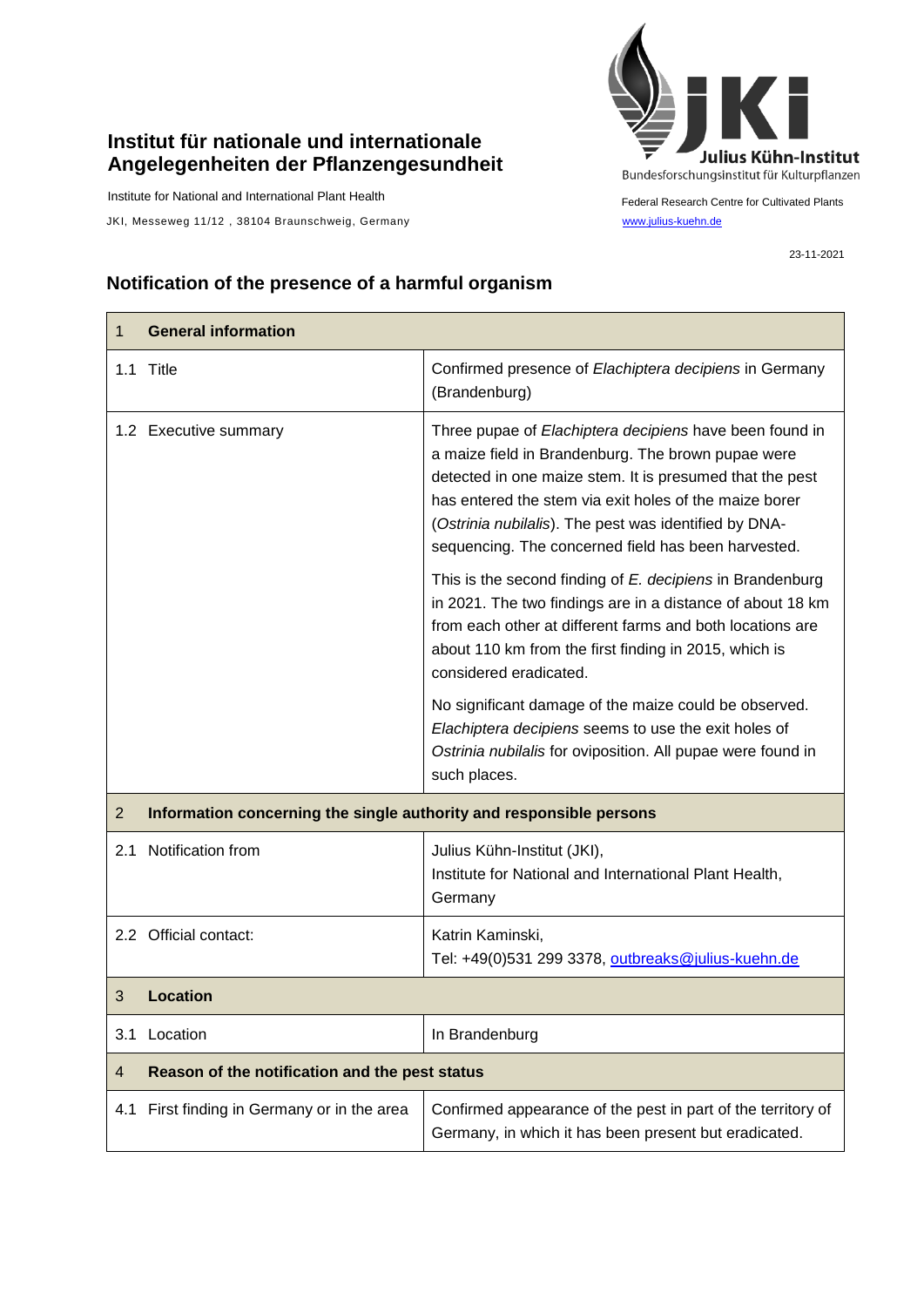# Institut für nationale und internationale Angelegenheiten der Pflanzengesundheit

Institute for National and International Plant Health

JKI, Messeweg 11/12 , 38104 Braunschweig, Germany

Julius Kühn-Institut
Bundesforschungsinstitut für Kulturpflanzen

Federal Research Centre for Cultivated Plants
www.julius-kuehn.de

23-11-2021

## Notification of the presence of a harmful organism

| 1 **General information** | |
|---|---|
| 1.1 Title | Confirmed presence of *Elachiptera decipiens* in Germany (Brandenburg) |
| 1.2 Executive summary | Three pupae of *Elachiptera decipiens* have been found in a maize field in Brandenburg. The brown pupae were detected in one maize stem. It is presumed that the pest has entered the stem via exit holes of the maize borer (*Ostrinia nubilalis*). The pest was identified by DNA-sequencing. The concerned field has been harvested.<br><br>This is the second finding of *E. decipiens* in Brandenburg in 2021. The two findings are in a distance of about 18 km from each other at different farms and both locations are about 110 km from the first finding in 2015, which is considered eradicated.<br><br>No significant damage of the maize could be observed. *Elachiptera decipiens* seems to use the exit holes of *Ostrinia nubilalis* for oviposition. All pupae were found in such places. |
| 2 **Information concerning the single authority and responsible persons** | |
| 2.1 Notification from | Julius Kühn-Institut (JKI), Institute for National and International Plant Health, Germany |
| 2.2 Official contact: | Katrin Kaminski, Tel: +49(0)531 299 3378, outbreaks@julius-kuehn.de |
| 3 **Location** | |
| 3.1 Location | In Brandenburg |
| 4 **Reason of the notification and the pest status** | |
| 4.1 First finding in Germany or in the area | Confirmed appearance of the pest in part of the territory of Germany, in which it has been present but eradicated. |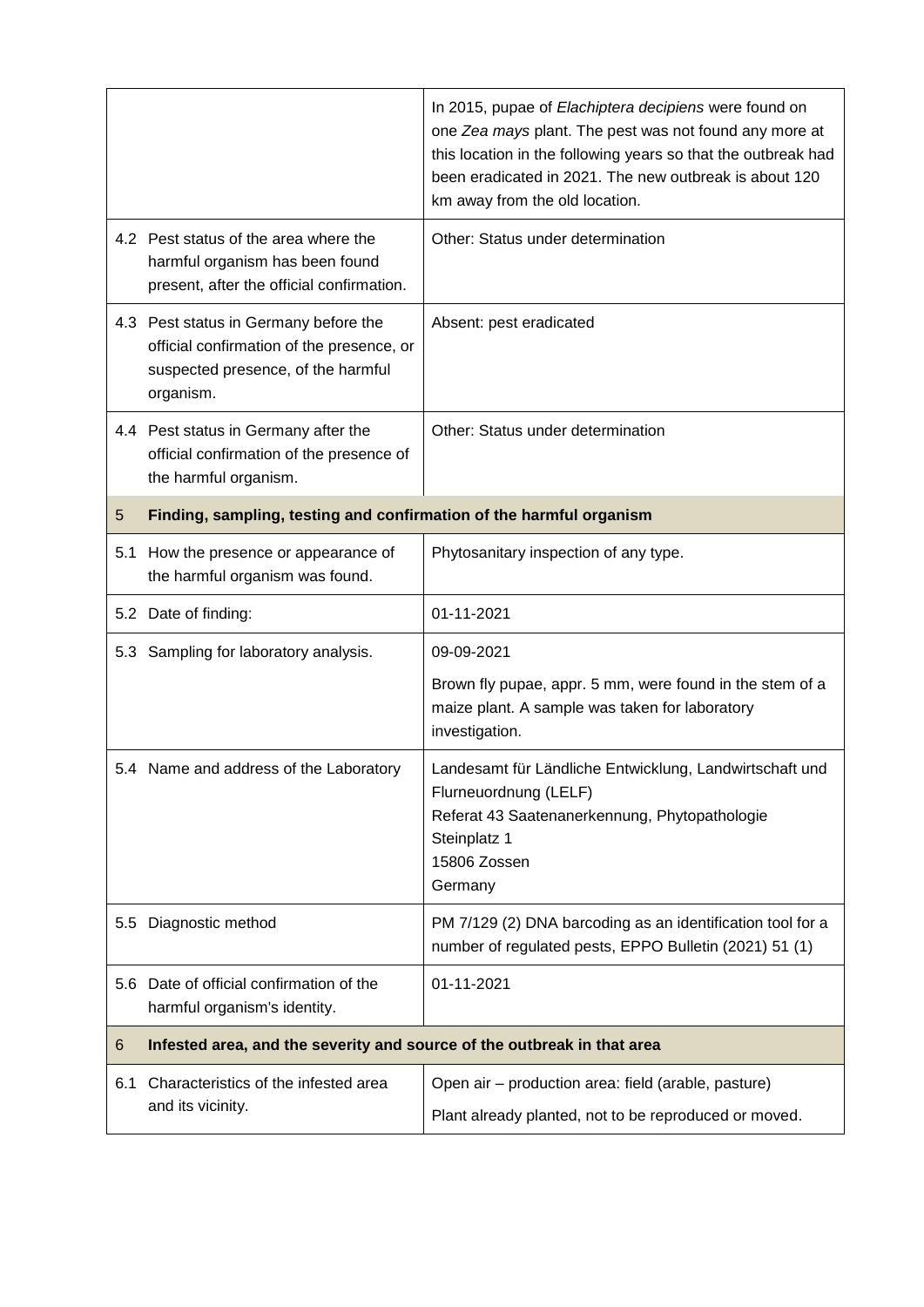| | | |
|---|---|---|
| | | In 2015, pupae of *Elachiptera decipiens* were found on one *Zea mays* plant. The pest was not found any more at this location in the following years so that the outbreak had been eradicated in 2021. The new outbreak is about 120 km away from the old location. |
| 4.2 | Pest status of the area where the harmful organism has been found present, after the official confirmation. | Other: Status under determination |
| 4.3 | Pest status in Germany before the official confirmation of the presence, or suspected presence, of the harmful organism. | Absent: pest eradicated |
| 4.4 | Pest status in Germany after the official confirmation of the presence of the harmful organism. | Other: Status under determination |
| **5** | **Finding, sampling, testing and confirmation of the harmful organism** | |
| 5.1 | How the presence or appearance of the harmful organism was found. | Phytosanitary inspection of any type. |
| 5.2 | Date of finding: | 01-11-2021 |
| 5.3 | Sampling for laboratory analysis. | 09-09-2021<br><br>Brown fly pupae, appr. 5 mm, were found in the stem of a maize plant. A sample was taken for laboratory investigation. |
| 5.4 | Name and address of the Laboratory | Landesamt für Ländliche Entwicklung, Landwirtschaft und Flurneuordnung (LELF)<br>Referat 43 Saatenanerkennung, Phytopathologie<br>Steinplatz 1<br>15806 Zossen<br>Germany |
| 5.5 | Diagnostic method | PM 7/129 (2) DNA barcoding as an identification tool for a number of regulated pests, EPPO Bulletin (2021) 51 (1) |
| 5.6 | Date of official confirmation of the harmful organism's identity. | 01-11-2021 |
| **6** | **Infested area, and the severity and source of the outbreak in that area** | |
| 6.1 | Characteristics of the infested area and its vicinity. | Open air – production area: field (arable, pasture)<br><br>Plant already planted, not to be reproduced or moved. |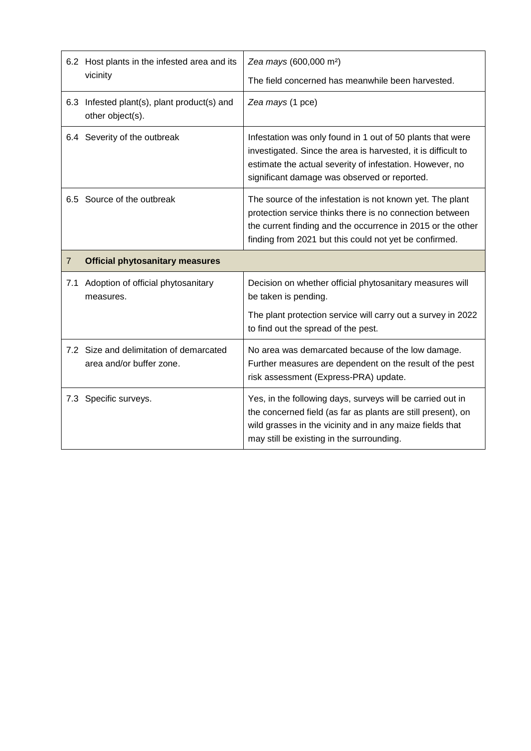| | |
|---|---|
| 6.2 Host plants in the infested area and its vicinity | *Zea mays* (600,000 m²)<br><br>The field concerned has meanwhile been harvested. |
| 6.3 Infested plant(s), plant product(s) and other object(s). | *Zea mays* (1 pce) |
| 6.4 Severity of the outbreak | Infestation was only found in 1 out of 50 plants that were investigated. Since the area is harvested, it is difficult to estimate the actual severity of infestation. However, no significant damage was observed or reported. |
| 6.5 Source of the outbreak | The source of the infestation is not known yet. The plant protection service thinks there is no connection between the current finding and the occurrence in 2015 or the other finding from 2021 but this could not yet be confirmed. |
| **7 Official phytosanitary measures** | |
| 7.1 Adoption of official phytosanitary measures. | Decision on whether official phytosanitary measures will be taken is pending.<br><br>The plant protection service will carry out a survey in 2022 to find out the spread of the pest. |
| 7.2 Size and delimitation of demarcated area and/or buffer zone. | No area was demarcated because of the low damage. Further measures are dependent on the result of the pest risk assessment (Express-PRA) update. |
| 7.3 Specific surveys. | Yes, in the following days, surveys will be carried out in the concerned field (as far as plants are still present), on wild grasses in the vicinity and in any maize fields that may still be existing in the surrounding. |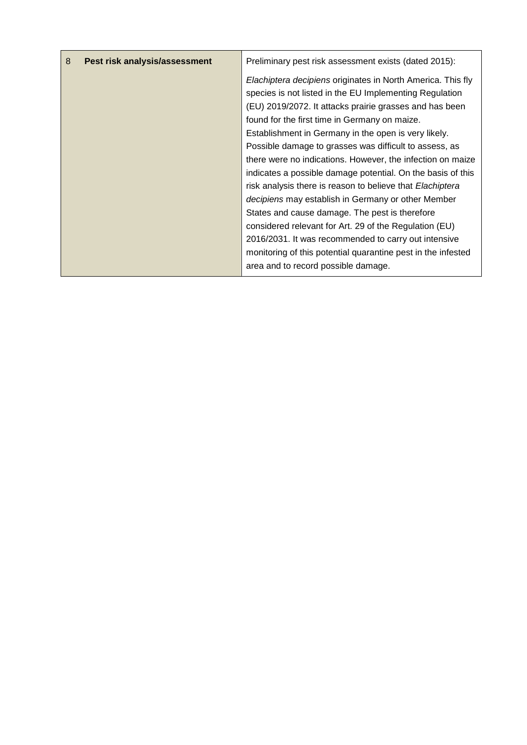| | | |
|---|---|---|
| 8 | **Pest risk analysis/assessment** | Preliminary pest risk assessment exists (dated 2015):<br><br>*Elachiptera decipiens* originates in North America. This fly species is not listed in the EU Implementing Regulation (EU) 2019/2072. It attacks prairie grasses and has been found for the first time in Germany on maize. Establishment in Germany in the open is very likely. Possible damage to grasses was difficult to assess, as there were no indications. However, the infection on maize indicates a possible damage potential. On the basis of this risk analysis there is reason to believe that *Elachiptera decipiens* may establish in Germany or other Member States and cause damage. The pest is therefore considered relevant for Art. 29 of the Regulation (EU) 2016/2031. It was recommended to carry out intensive monitoring of this potential quarantine pest in the infested area and to record possible damage. |